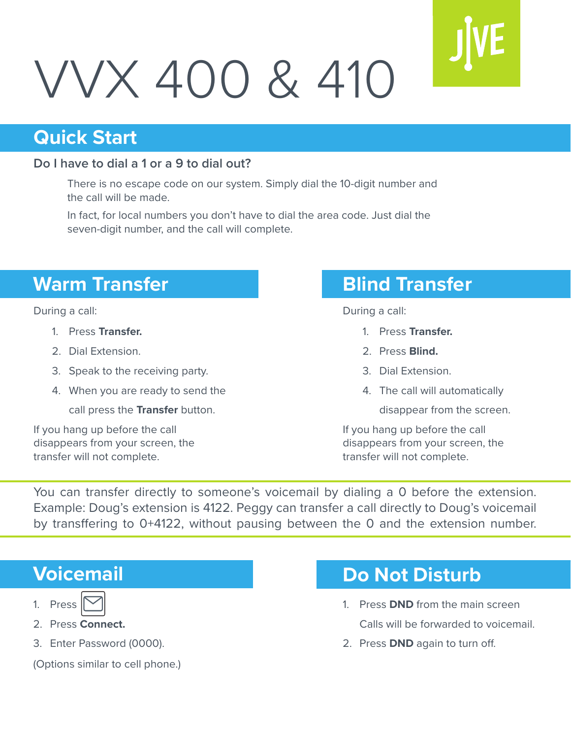# VVX 400 & 410

## Quick Start

### Do I have to dial a 1 or a 9 to dial out?

There is no escape code on our system. Simply dial the 10-digit number and the call will be made.

In fact, for local numbers you don't have to dial the area code. Just dial the seven-digit number, and the call will complete.

## Warm Transfer

During a call:

1. Press **Transfer.**
2. Dial Extension.
3. Speak to the receiving party.
4. When you are ready to send the call press the **Transfer** button.

If you hang up before the call disappears from your screen, the transfer will not complete.

## Blind Transfer

During a call:

1. Press **Transfer.**
2. Press **Blind.**
3. Dial Extension.
4. The call will automatically disappear from the screen.

If you hang up before the call disappears from your screen, the transfer will not complete.

---

You can transfer directly to someone's voicemail by dialing a 0 before the extension. Example: Doug's extension is 4122. Peggy can transfer a call directly to Doug's voicemail by transffering to 0+4122, without pausing between the 0 and the extension number.

---

## Voicemail

1. Press ✉
2. Press **Connect.**
3. Enter Password (0000).

(Options similar to cell phone.)

## Do Not Disturb

1. Press **DND** from the main screen  
   Calls will be forwarded to voicemail.
2. Press **DND** again to turn off.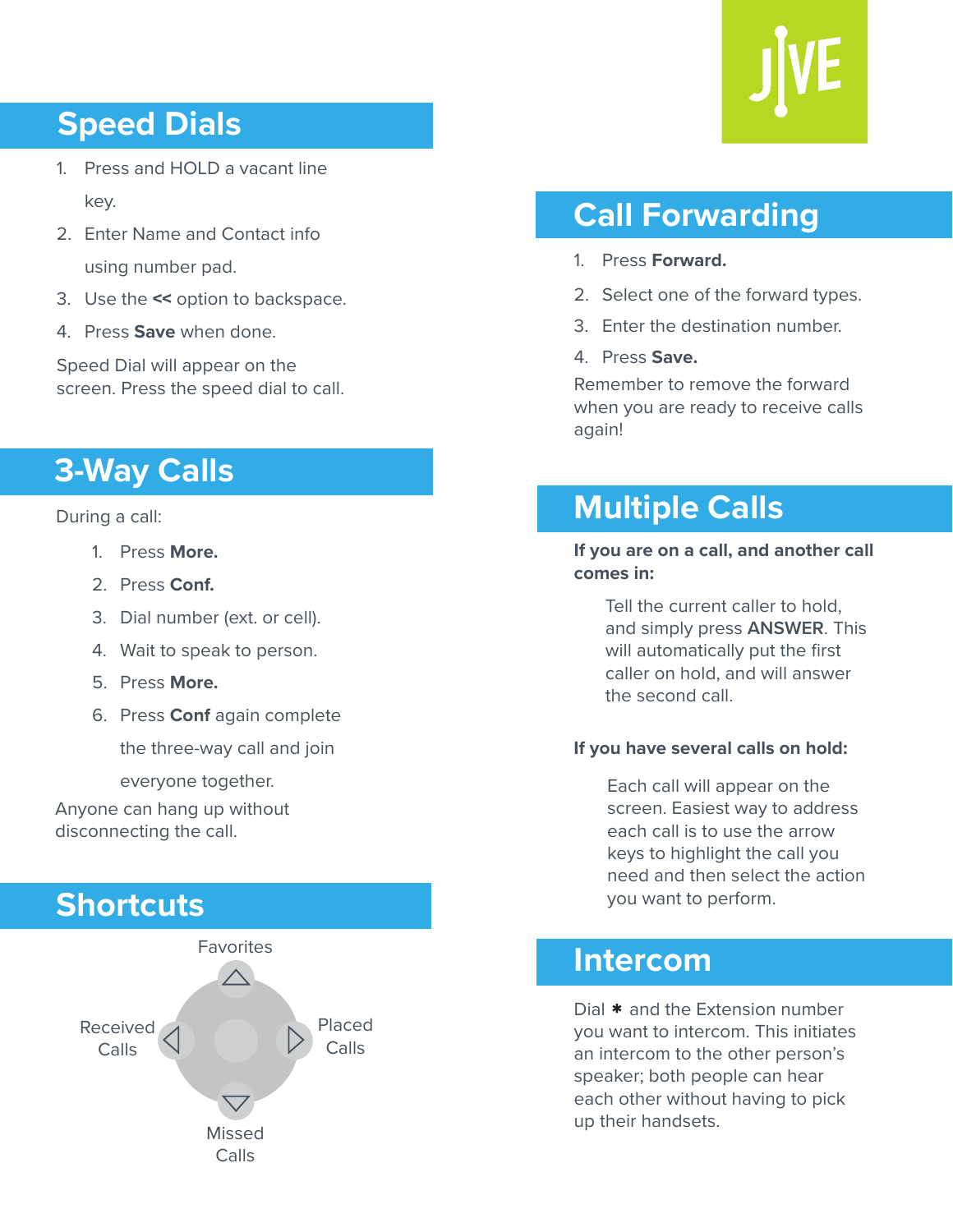## Speed Dials

1. Press and HOLD a vacant line key.
2. Enter Name and Contact info using number pad.
3. Use the **<<** option to backspace.
4. Press **Save** when done.

Speed Dial will appear on the screen. Press the speed dial to call.

## 3-Way Calls

During a call:

1. Press **More.**
2. Press **Conf.**
3. Dial number (ext. or cell).
4. Wait to speak to person.
5. Press **More.**
6. Press **Conf** again complete the three-way call and join everyone together.

Anyone can hang up without disconnecting the call.

## Shortcuts

Favorites

Received Calls

Placed Calls

Missed Calls

## Call Forwarding

1. Press **Forward.**
2. Select one of the forward types.
3. Enter the destination number.
4. Press **Save.**

Remember to remove the forward when you are ready to receive calls again!

## Multiple Calls

**If you are on a call, and another call comes in:**

Tell the current caller to hold, and simply press **ANSWER**. This will automatically put the first caller on hold, and will answer the second call.

**If you have several calls on hold:**

Each call will appear on the screen. Easiest way to address each call is to use the arrow keys to highlight the call you need and then select the action you want to perform.

## Intercom

Dial ✱ and the Extension number you want to intercom. This initiates an intercom to the other person's speaker; both people can hear each other without having to pick up their handsets.